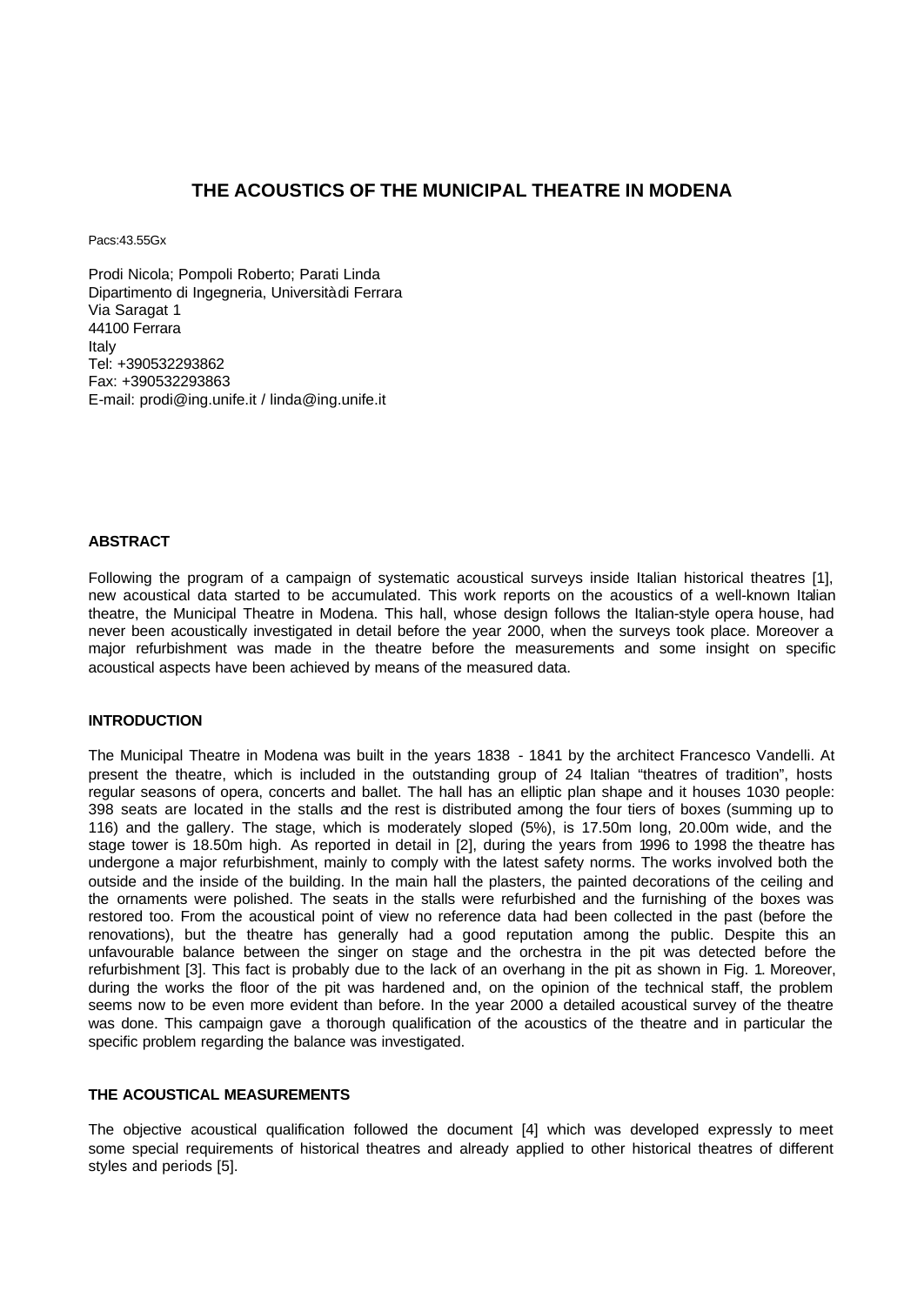# THE ACOUSTICS OF THE MUNICIPAL THEATRE IN MODENA

Pacs:43.55Gx

Prodi Nicola; Pompoli Roberto; Parati Linda
Dipartimento di Ingegneria, Università di Ferrara
Via Saragat 1
44100 Ferrara
Italy
Tel: +390532293862
Fax: +390532293863
E-mail: prodi@ing.unife.it / linda@ing.unife.it

## ABSTRACT

Following the program of a campaign of systematic acoustical surveys inside Italian historical theatres [1], new acoustical data started to be accumulated. This work reports on the acoustics of a well-known Italian theatre, the Municipal Theatre in Modena. This hall, whose design follows the Italian-style opera house, had never been acoustically investigated in detail before the year 2000, when the surveys took place. Moreover a major refurbishment was made in the theatre before the measurements and some insight on specific acoustical aspects have been achieved by means of the measured data.

## INTRODUCTION

The Municipal Theatre in Modena was built in the years 1838 - 1841 by the architect Francesco Vandelli. At present the theatre, which is included in the outstanding group of 24 Italian "theatres of tradition", hosts regular seasons of opera, concerts and ballet. The hall has an elliptic plan shape and it houses 1030 people: 398 seats are located in the stalls and the rest is distributed among the four tiers of boxes (summing up to 116) and the gallery. The stage, which is moderately sloped (5%), is 17.50m long, 20.00m wide, and the stage tower is 18.50m high. As reported in detail in [2], during the years from 1996 to 1998 the theatre has undergone a major refurbishment, mainly to comply with the latest safety norms. The works involved both the outside and the inside of the building. In the main hall the plasters, the painted decorations of the ceiling and the ornaments were polished. The seats in the stalls were refurbished and the furnishing of the boxes was restored too. From the acoustical point of view no reference data had been collected in the past (before the renovations), but the theatre has generally had a good reputation among the public. Despite this an unfavourable balance between the singer on stage and the orchestra in the pit was detected before the refurbishment [3]. This fact is probably due to the lack of an overhang in the pit as shown in Fig. 1. Moreover, during the works the floor of the pit was hardened and, on the opinion of the technical staff, the problem seems now to be even more evident than before. In the year 2000 a detailed acoustical survey of the theatre was done. This campaign gave a thorough qualification of the acoustics of the theatre and in particular the specific problem regarding the balance was investigated.

## THE ACOUSTICAL MEASUREMENTS

The objective acoustical qualification followed the document [4] which was developed expressly to meet some special requirements of historical theatres and already applied to other historical theatres of different styles and periods [5].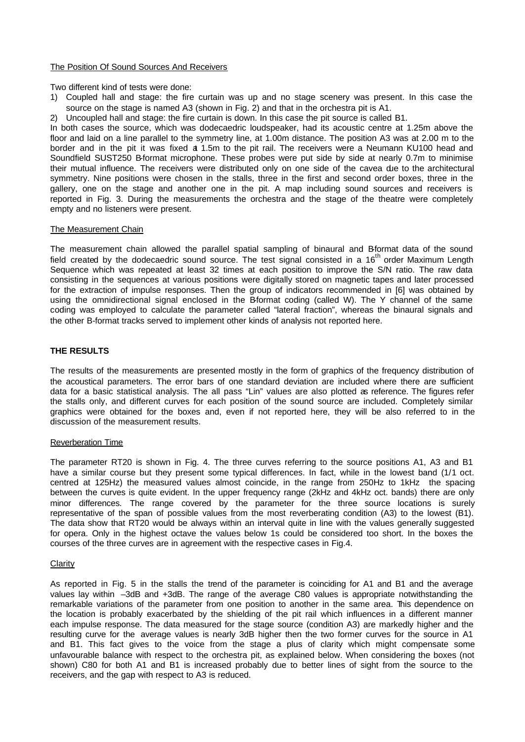## The Position Of Sound Sources And Receivers

Two different kind of tests were done:

1) Coupled hall and stage: the fire curtain was up and no stage scenery was present. In this case the source on the stage is named A3 (shown in Fig. 2) and that in the orchestra pit is A1.
2) Uncoupled hall and stage: the fire curtain is down. In this case the pit source is called B1.

In both cases the source, which was dodecaedric loudspeaker, had its acoustic centre at 1.25m above the floor and laid on a line parallel to the symmetry line, at 1.00m distance. The position A3 was at 2.00 m to the border and in the pit it was fixed at 1.5m to the pit rail. The receivers were a Neumann KU100 head and Soundfield SUST250 B-format microphone. These probes were put side by side at nearly 0.7m to minimise their mutual influence. The receivers were distributed only on one side of the cavea due to the architectural symmetry. Nine positions were chosen in the stalls, three in the first and second order boxes, three in the gallery, one on the stage and another one in the pit. A map including sound sources and receivers is reported in Fig. 3. During the measurements the orchestra and the stage of the theatre were completely empty and no listeners were present.

## The Measurement Chain

The measurement chain allowed the parallel spatial sampling of binaural and B-format data of the sound field created by the dodecaedric sound source. The test signal consisted in a 16$^{th}$ order Maximum Length Sequence which was repeated at least 32 times at each position to improve the S/N ratio. The raw data consisting in the sequences at various positions were digitally stored on magnetic tapes and later processed for the extraction of impulse responses. Then the group of indicators recommended in [6] was obtained by using the omnidirectional signal enclosed in the B-format coding (called W). The Y channel of the same coding was employed to calculate the parameter called "lateral fraction", whereas the binaural signals and the other B-format tracks served to implement other kinds of analysis not reported here.

# THE RESULTS

The results of the measurements are presented mostly in the form of graphics of the frequency distribution of the acoustical parameters. The error bars of one standard deviation are included where there are sufficient data for a basic statistical analysis. The all pass "Lin" values are also plotted as reference. The figures refer the stalls only, and different curves for each position of the sound source are included. Completely similar graphics were obtained for the boxes and, even if not reported here, they will be also referred to in the discussion of the measurement results.

## Reverberation Time

The parameter RT20 is shown in Fig. 4. The three curves referring to the source positions A1, A3 and B1 have a similar course but they present some typical differences. In fact, while in the lowest band (1/1 oct. centred at 125Hz) the measured values almost coincide, in the range from 250Hz to 1kHz the spacing between the curves is quite evident. In the upper frequency range (2kHz and 4kHz oct. bands) there are only minor differences. The range covered by the parameter for the three source locations is surely representative of the span of possible values from the most reverberating condition (A3) to the lowest (B1). The data show that RT20 would be always within an interval quite in line with the values generally suggested for opera. Only in the highest octave the values below 1s could be considered too short. In the boxes the courses of the three curves are in agreement with the respective cases in Fig.4.

## Clarity

As reported in Fig. 5 in the stalls the trend of the parameter is coinciding for A1 and B1 and the average values lay within –3dB and +3dB. The range of the average C80 values is appropriate notwithstanding the remarkable variations of the parameter from one position to another in the same area. This dependence on the location is probably exacerbated by the shielding of the pit rail which influences in a different manner each impulse response. The data measured for the stage source (condition A3) are markedly higher and the resulting curve for the average values is nearly 3dB higher then the two former curves for the source in A1 and B1. This fact gives to the voice from the stage a plus of clarity which might compensate some unfavourable balance with respect to the orchestra pit, as explained below. When considering the boxes (not shown) C80 for both A1 and B1 is increased probably due to better lines of sight from the source to the receivers, and the gap with respect to A3 is reduced.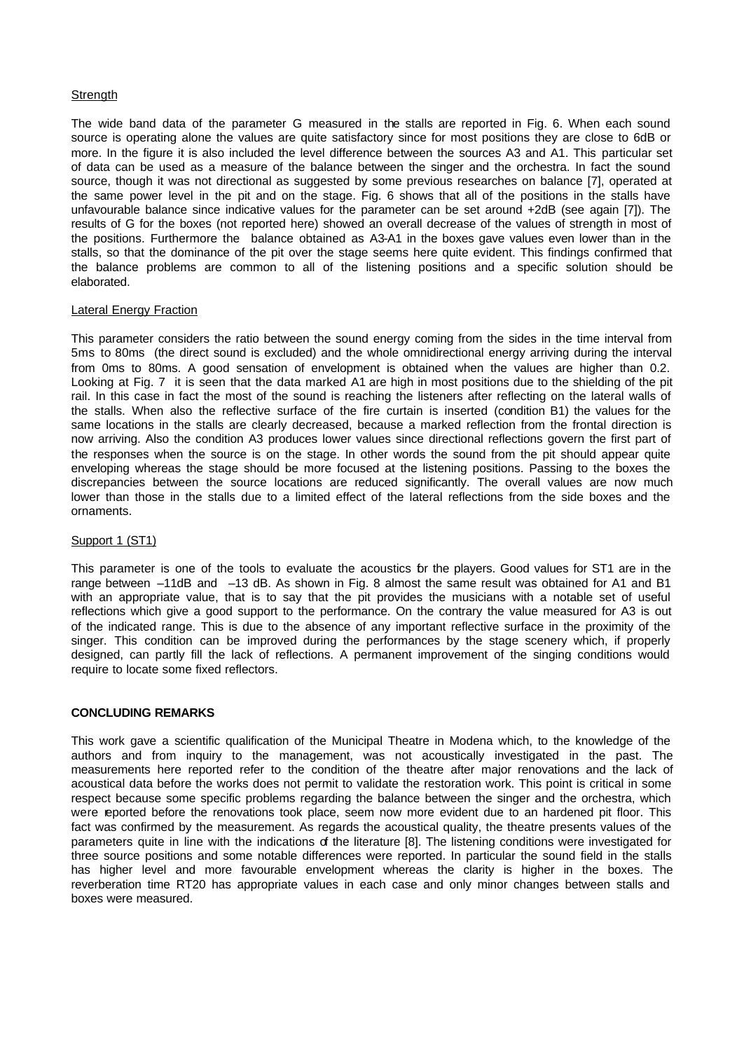Strength

The wide band data of the parameter G measured in the stalls are reported in Fig. 6. When each sound source is operating alone the values are quite satisfactory since for most positions they are close to 6dB or more. In the figure it is also included the level difference between the sources A3 and A1. This particular set of data can be used as a measure of the balance between the singer and the orchestra. In fact the sound source, though it was not directional as suggested by some previous researches on balance [7], operated at the same power level in the pit and on the stage. Fig. 6 shows that all of the positions in the stalls have unfavourable balance since indicative values for the parameter can be set around +2dB (see again [7]). The results of G for the boxes (not reported here) showed an overall decrease of the values of strength in most of the positions. Furthermore the balance obtained as A3-A1 in the boxes gave values even lower than in the stalls, so that the dominance of the pit over the stage seems here quite evident. This findings confirmed that the balance problems are common to all of the listening positions and a specific solution should be elaborated.

Lateral Energy Fraction

This parameter considers the ratio between the sound energy coming from the sides in the time interval from 5ms to 80ms (the direct sound is excluded) and the whole omnidirectional energy arriving during the interval from 0ms to 80ms. A good sensation of envelopment is obtained when the values are higher than 0.2. Looking at Fig. 7 it is seen that the data marked A1 are high in most positions due to the shielding of the pit rail. In this case in fact the most of the sound is reaching the listeners after reflecting on the lateral walls of the stalls. When also the reflective surface of the fire curtain is inserted (condition B1) the values for the same locations in the stalls are clearly decreased, because a marked reflection from the frontal direction is now arriving. Also the condition A3 produces lower values since directional reflections govern the first part of the responses when the source is on the stage. In other words the sound from the pit should appear quite enveloping whereas the stage should be more focused at the listening positions. Passing to the boxes the discrepancies between the source locations are reduced significantly. The overall values are now much lower than those in the stalls due to a limited effect of the lateral reflections from the side boxes and the ornaments.

Support 1 (ST1)

This parameter is one of the tools to evaluate the acoustics for the players. Good values for ST1 are in the range between –11dB and –13 dB. As shown in Fig. 8 almost the same result was obtained for A1 and B1 with an appropriate value, that is to say that the pit provides the musicians with a notable set of useful reflections which give a good support to the performance. On the contrary the value measured for A3 is out of the indicated range. This is due to the absence of any important reflective surface in the proximity of the singer. This condition can be improved during the performances by the stage scenery which, if properly designed, can partly fill the lack of reflections. A permanent improvement of the singing conditions would require to locate some fixed reflectors.

**CONCLUDING REMARKS**

This work gave a scientific qualification of the Municipal Theatre in Modena which, to the knowledge of the authors and from inquiry to the management, was not acoustically investigated in the past. The measurements here reported refer to the condition of the theatre after major renovations and the lack of acoustical data before the works does not permit to validate the restoration work. This point is critical in some respect because some specific problems regarding the balance between the singer and the orchestra, which were reported before the renovations took place, seem now more evident due to an hardened pit floor. This fact was confirmed by the measurement. As regards the acoustical quality, the theatre presents values of the parameters quite in line with the indications of the literature [8]. The listening conditions were investigated for three source positions and some notable differences were reported. In particular the sound field in the stalls has higher level and more favourable envelopment whereas the clarity is higher in the boxes. The reverberation time RT20 has appropriate values in each case and only minor changes between stalls and boxes were measured.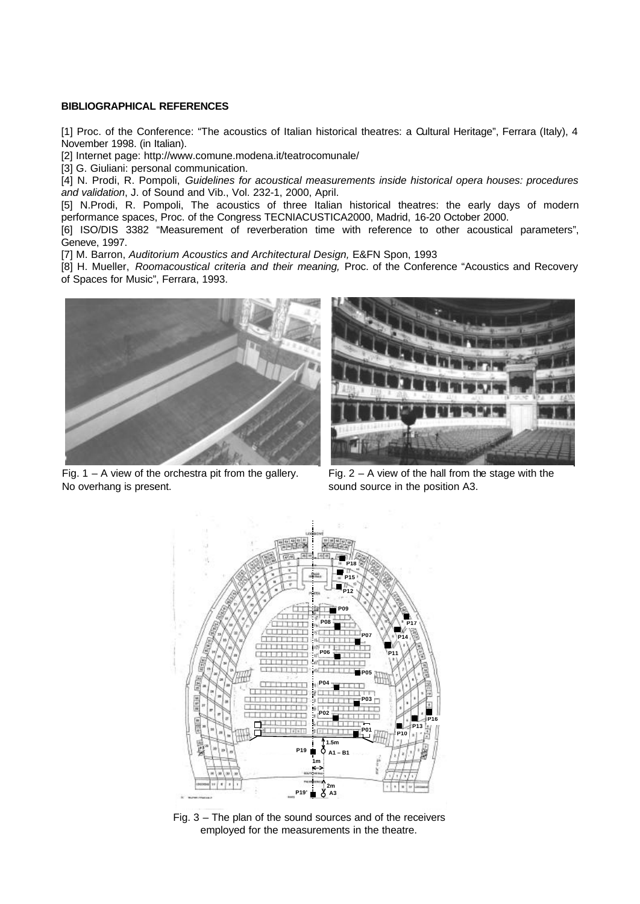**BIBLIOGRAPHICAL REFERENCES**

[1] Proc. of the Conference: "The acoustics of Italian historical theatres: a Cultural Heritage", Ferrara (Italy), 4 November 1998. (in Italian).

[2] Internet page: http://www.comune.modena.it/teatrocomunale/

[3] G. Giuliani: personal communication.

[4] N. Prodi, R. Pompoli, *Guidelines for acoustical measurements inside historical opera houses: procedures and validation*, J. of Sound and Vib., Vol. 232-1, 2000, April.

[5] N.Prodi, R. Pompoli, The acoustics of three Italian historical theatres: the early days of modern performance spaces, Proc. of the Congress TECNIACUSTICA2000, Madrid, 16-20 October 2000.

[6] ISO/DIS 3382 "Measurement of reverberation time with reference to other acoustical parameters", Geneve, 1997.

[7] M. Barron, *Auditorium Acoustics and Architectural Design,* E&FN Spon, 1993

[8] H. Mueller, *Roomacoustical criteria and their meaning,* Proc. of the Conference "Acoustics and Recovery of Spaces for Music", Ferrara, 1993.

Fig. 1 – A view of the orchestra pit from the gallery. No overhang is present.

Fig. 2 – A view of the hall from the stage with the sound source in the position A3.

Fig. 3 – The plan of the sound sources and of the receivers employed for the measurements in the theatre.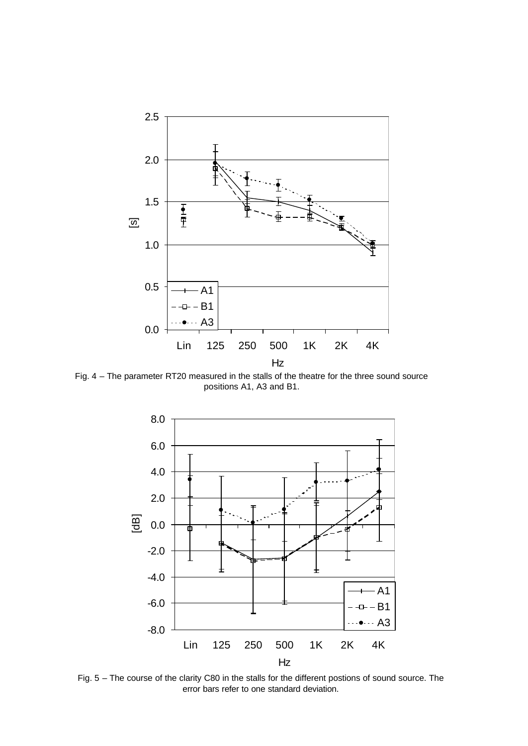Fig. 4 – The parameter RT20 measured in the stalls of the theatre for the three sound source positions A1, A3 and B1.

Fig. 5 – The course of the clarity C80 in the stalls for the different postions of sound source. The error bars refer to one standard deviation.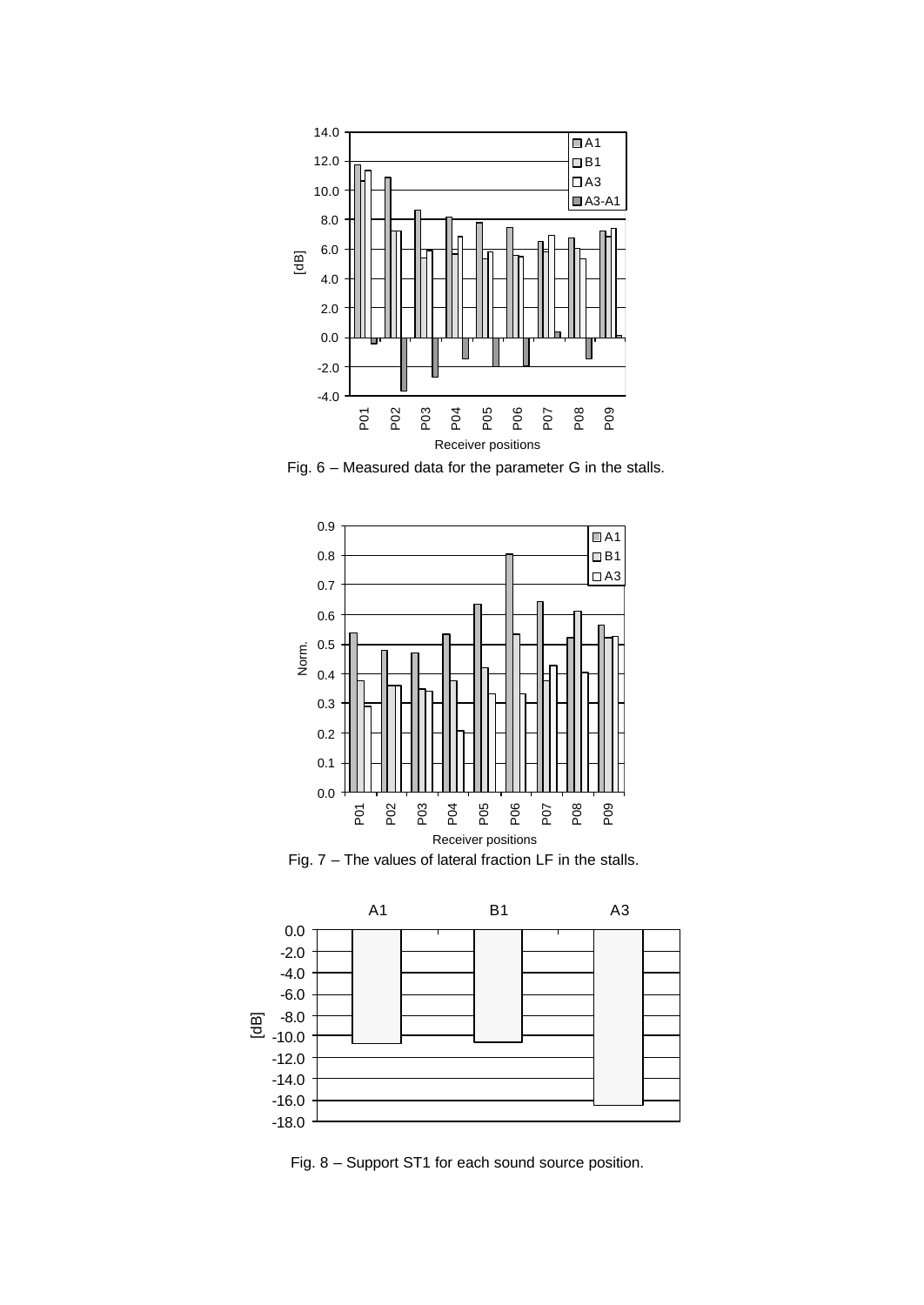14.0
12.0
10.0
8.0
6.0
4.0
2.0
0.0
-2.0
-4.0

[dB]

A1
B1
A3
A3-A1

P01 P02 P03 P04 P05 P06 P07 P08 P09

Receiver positions

Fig. 6 – Measured data for the parameter G in the stalls.

0.9
0.8
0.7
0.6
0.5
0.4
0.3
0.2
0.1
0.0

Norm.

A1
B1
A3

P01 P02 P03 P04 P05 P06 P07 P08 P09

Receiver positions

Fig. 7 – The values of lateral fraction LF in the stalls.

A1 B1 A3

0.0
-2.0
-4.0
-6.0
-8.0
-10.0
-12.0
-14.0
-16.0
-18.0

[dB]

Fig. 8 – Support ST1 for each sound source position.